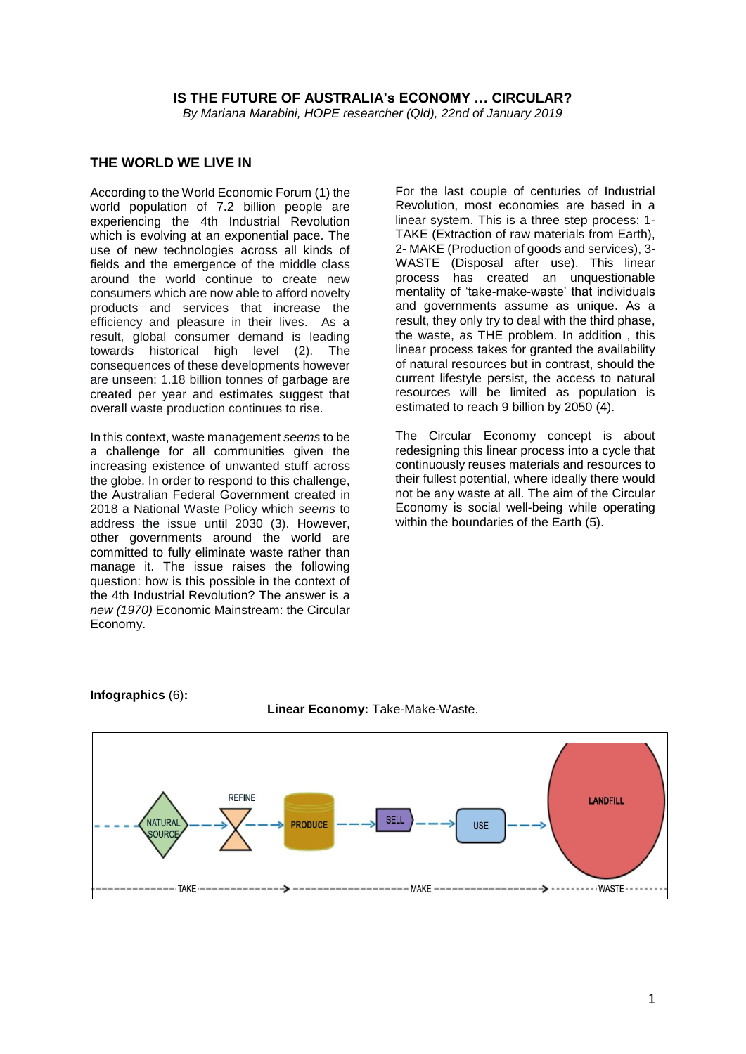# IS THE FUTURE OF AUSTRALIA's ECONOMY … CIRCULAR?

*By Mariana Marabini, HOPE researcher (Qld), 22nd of January 2019*

## THE WORLD WE LIVE IN

According to the World Economic Forum (1) the world population of 7.2 billion people are experiencing the 4th Industrial Revolution which is evolving at an exponential pace. The use of new technologies across all kinds of fields and the emergence of the middle class around the world continue to create new consumers which are now able to afford novelty products and services that increase the efficiency and pleasure in their lives. As a result, global consumer demand is leading towards historical high level (2). The consequences of these developments however are unseen: 1.18 billion tonnes of garbage are created per year and estimates suggest that overall waste production continues to rise.

In this context, waste management *seems* to be a challenge for all communities given the increasing existence of unwanted stuff across the globe. In order to respond to this challenge, the Australian Federal Government created in 2018 a National Waste Policy which *seems* to address the issue until 2030 (3). However, other governments around the world are committed to fully eliminate waste rather than manage it. The issue raises the following question: how is this possible in the context of the 4th Industrial Revolution? The answer is a *new (1970)* Economic Mainstream: the Circular Economy.

For the last couple of centuries of Industrial Revolution, most economies are based in a linear system. This is a three step process: 1- TAKE (Extraction of raw materials from Earth), 2- MAKE (Production of goods and services), 3- WASTE (Disposal after use). This linear process has created an unquestionable mentality of 'take-make-waste' that individuals and governments assume as unique. As a result, they only try to deal with the third phase, the waste, as THE problem. In addition , this linear process takes for granted the availability of natural resources but in contrast, should the current lifestyle persist, the access to natural resources will be limited as population is estimated to reach 9 billion by 2050 (4).

The Circular Economy concept is about redesigning this linear process into a cycle that continuously reuses materials and resources to their fullest potential, where ideally there would not be any waste at all. The aim of the Circular Economy is social well-being while operating within the boundaries of the Earth (5).

**Infographics** (6)**:**

**Linear Economy:** Take-Make-Waste.

NATURAL SOURCE → REFINE → PRODUCE → SELL → USE → LANDFILL

TAKE → MAKE → WASTE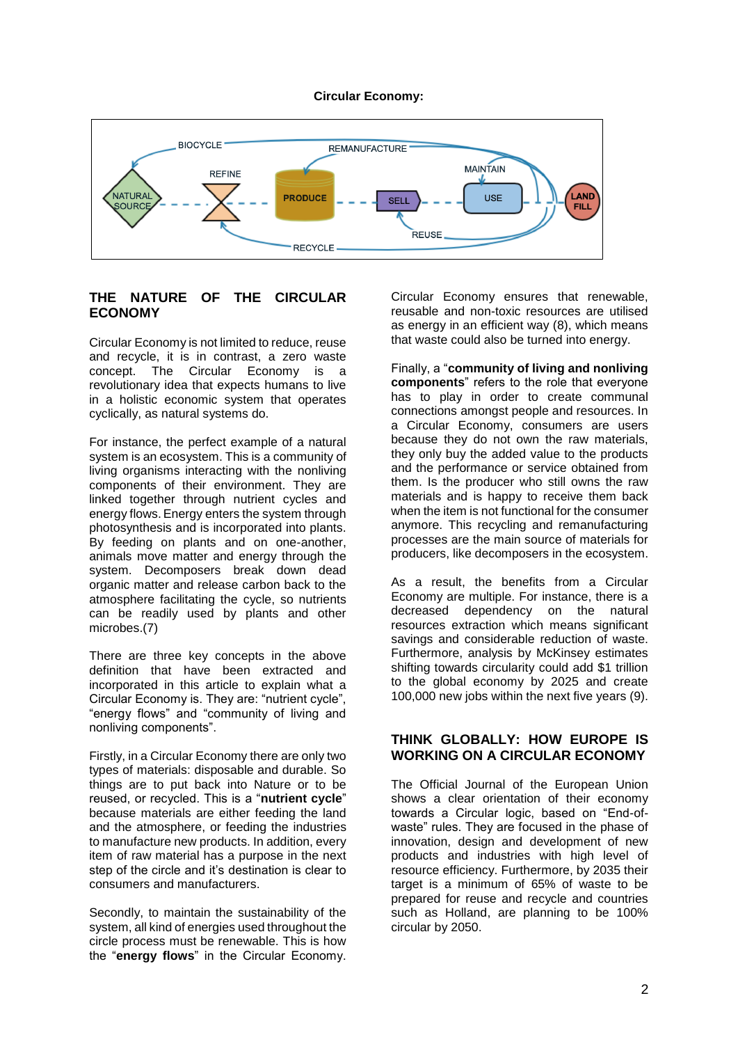**Circular Economy:**

## THE NATURE OF THE CIRCULAR ECONOMY

Circular Economy is not limited to reduce, reuse and recycle, it is in contrast, a zero waste concept. The Circular Economy is a revolutionary idea that expects humans to live in a holistic economic system that operates cyclically, as natural systems do.

For instance, the perfect example of a natural system is an ecosystem. This is a community of living organisms interacting with the nonliving components of their environment. They are linked together through nutrient cycles and energy flows. Energy enters the system through photosynthesis and is incorporated into plants. By feeding on plants and on one-another, animals move matter and energy through the system. Decomposers break down dead organic matter and release carbon back to the atmosphere facilitating the cycle, so nutrients can be readily used by plants and other microbes.(7)

There are three key concepts in the above definition that have been extracted and incorporated in this article to explain what a Circular Economy is. They are: "nutrient cycle", "energy flows" and "community of living and nonliving components".

Firstly, in a Circular Economy there are only two types of materials: disposable and durable. So things are to put back into Nature or to be reused, or recycled. This is a "**nutrient cycle**" because materials are either feeding the land and the atmosphere, or feeding the industries to manufacture new products. In addition, every item of raw material has a purpose in the next step of the circle and it's destination is clear to consumers and manufacturers.

Secondly, to maintain the sustainability of the system, all kind of energies used throughout the circle process must be renewable. This is how the "**energy flows**" in the Circular Economy. Circular Economy ensures that renewable, reusable and non-toxic resources are utilised as energy in an efficient way (8), which means that waste could also be turned into energy.

Finally, a "**community of living and nonliving components**" refers to the role that everyone has to play in order to create communal connections amongst people and resources. In a Circular Economy, consumers are users because they do not own the raw materials, they only buy the added value to the products and the performance or service obtained from them. Is the producer who still owns the raw materials and is happy to receive them back when the item is not functional for the consumer anymore. This recycling and remanufacturing processes are the main source of materials for producers, like decomposers in the ecosystem.

As a result, the benefits from a Circular Economy are multiple. For instance, there is a decreased dependency on the natural resources extraction which means significant savings and considerable reduction of waste. Furthermore, analysis by McKinsey estimates shifting towards circularity could add $1 trillion to the global economy by 2025 and create 100,000 new jobs within the next five years (9).

## THINK GLOBALLY: HOW EUROPE IS WORKING ON A CIRCULAR ECONOMY

The Official Journal of the European Union shows a clear orientation of their economy towards a Circular logic, based on "End-of-waste" rules. They are focused in the phase of innovation, design and development of new products and industries with high level of resource efficiency. Furthermore, by 2035 their target is a minimum of 65% of waste to be prepared for reuse and recycle and countries such as Holland, are planning to be 100% circular by 2050.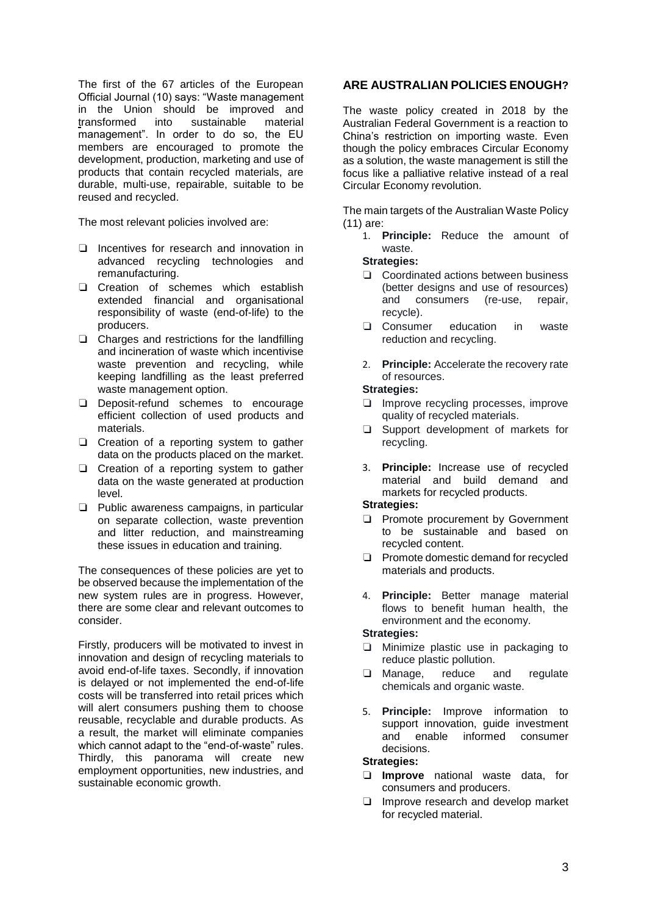The first of the 67 articles of the European Official Journal (10) says: "Waste management in the Union should be improved and transformed into sustainable material management". In order to do so, the EU members are encouraged to promote the development, production, marketing and use of products that contain recycled materials, are durable, multi-use, repairable, suitable to be reused and recycled.

The most relevant policies involved are:

- ❑ Incentives for research and innovation in advanced recycling technologies and remanufacturing.
- ❑ Creation of schemes which establish extended financial and organisational responsibility of waste (end-of-life) to the producers.
- ❑ Charges and restrictions for the landfilling and incineration of waste which incentivise waste prevention and recycling, while keeping landfilling as the least preferred waste management option.
- ❑ Deposit-refund schemes to encourage efficient collection of used products and materials.
- ❑ Creation of a reporting system to gather data on the products placed on the market.
- ❑ Creation of a reporting system to gather data on the waste generated at production level.
- ❑ Public awareness campaigns, in particular on separate collection, waste prevention and litter reduction, and mainstreaming these issues in education and training.

The consequences of these policies are yet to be observed because the implementation of the new system rules are in progress. However, there are some clear and relevant outcomes to consider.

Firstly, producers will be motivated to invest in innovation and design of recycling materials to avoid end-of-life taxes. Secondly, if innovation is delayed or not implemented the end-of-life costs will be transferred into retail prices which will alert consumers pushing them to choose reusable, recyclable and durable products. As a result, the market will eliminate companies which cannot adapt to the "end-of-waste" rules. Thirdly, this panorama will create new employment opportunities, new industries, and sustainable economic growth.

## ARE AUSTRALIAN POLICIES ENOUGH?

The waste policy created in 2018 by the Australian Federal Government is a reaction to China's restriction on importing waste. Even though the policy embraces Circular Economy as a solution, the waste management is still the focus like a palliative relative instead of a real Circular Economy revolution.

The main targets of the Australian Waste Policy (11) are:

1. **Principle:** Reduce the amount of waste.

   **Strategies:**
   - ❑ Coordinated actions between business (better designs and use of resources) and consumers (re-use, repair, recycle).
   - ❑ Consumer education in waste reduction and recycling.

2. **Principle:** Accelerate the recovery rate of resources.

   **Strategies:**
   - ❑ Improve recycling processes, improve quality of recycled materials.
   - ❑ Support development of markets for recycling.

3. **Principle:** Increase use of recycled material and build demand and markets for recycled products.

   **Strategies:**
   - ❑ Promote procurement by Government to be sustainable and based on recycled content.
   - ❑ Promote domestic demand for recycled materials and products.

4. **Principle:** Better manage material flows to benefit human health, the environment and the economy.

   **Strategies:**
   - ❑ Minimize plastic use in packaging to reduce plastic pollution.
   - ❑ Manage, reduce and regulate chemicals and organic waste.

5. **Principle:** Improve information to support innovation, guide investment and enable informed consumer decisions.

   **Strategies:**
   - ❑ **Improve** national waste data, for consumers and producers.
   - ❑ Improve research and develop market for recycled material.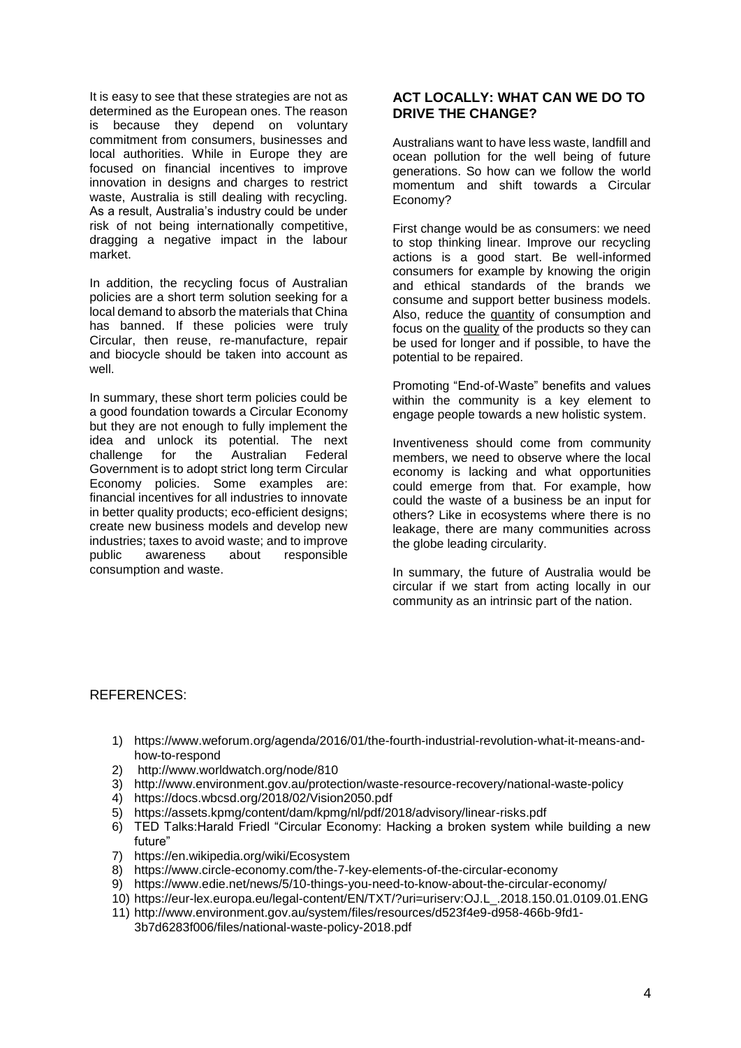It is easy to see that these strategies are not as determined as the European ones. The reason is because they depend on voluntary commitment from consumers, businesses and local authorities. While in Europe they are focused on financial incentives to improve innovation in designs and charges to restrict waste, Australia is still dealing with recycling. As a result, Australia's industry could be under risk of not being internationally competitive, dragging a negative impact in the labour market.

In addition, the recycling focus of Australian policies are a short term solution seeking for a local demand to absorb the materials that China has banned. If these policies were truly Circular, then reuse, re-manufacture, repair and biocycle should be taken into account as well.

In summary, these short term policies could be a good foundation towards a Circular Economy but they are not enough to fully implement the idea and unlock its potential. The next challenge for the Australian Federal Government is to adopt strict long term Circular Economy policies. Some examples are: financial incentives for all industries to innovate in better quality products; eco-efficient designs; create new business models and develop new industries; taxes to avoid waste; and to improve public awareness about responsible consumption and waste.

## ACT LOCALLY: WHAT CAN WE DO TO DRIVE THE CHANGE?

Australians want to have less waste, landfill and ocean pollution for the well being of future generations. So how can we follow the world momentum and shift towards a Circular Economy?

First change would be as consumers: we need to stop thinking linear. Improve our recycling actions is a good start. Be well-informed consumers for example by knowing the origin and ethical standards of the brands we consume and support better business models. Also, reduce the quantity of consumption and focus on the quality of the products so they can be used for longer and if possible, to have the potential to be repaired.

Promoting "End-of-Waste" benefits and values within the community is a key element to engage people towards a new holistic system.

Inventiveness should come from community members, we need to observe where the local economy is lacking and what opportunities could emerge from that. For example, how could the waste of a business be an input for others? Like in ecosystems where there is no leakage, there are many communities across the globe leading circularity.

In summary, the future of Australia would be circular if we start from acting locally in our community as an intrinsic part of the nation.

## REFERENCES:

1) https://www.weforum.org/agenda/2016/01/the-fourth-industrial-revolution-what-it-means-and-how-to-respond
2) http://www.worldwatch.org/node/810
3) http://www.environment.gov.au/protection/waste-resource-recovery/national-waste-policy
4) https://docs.wbcsd.org/2018/02/Vision2050.pdf
5) https://assets.kpmg/content/dam/kpmg/nl/pdf/2018/advisory/linear-risks.pdf
6) TED Talks:Harald Friedl "Circular Economy: Hacking a broken system while building a new future"
7) https://en.wikipedia.org/wiki/Ecosystem
8) https://www.circle-economy.com/the-7-key-elements-of-the-circular-economy
9) https://www.edie.net/news/5/10-things-you-need-to-know-about-the-circular-economy/
10) https://eur-lex.europa.eu/legal-content/EN/TXT/?uri=uriserv:OJ.L_.2018.150.01.0109.01.ENG
11) http://www.environment.gov.au/system/files/resources/d523f4e9-d958-466b-9fd1-3b7d6283f006/files/national-waste-policy-2018.pdf